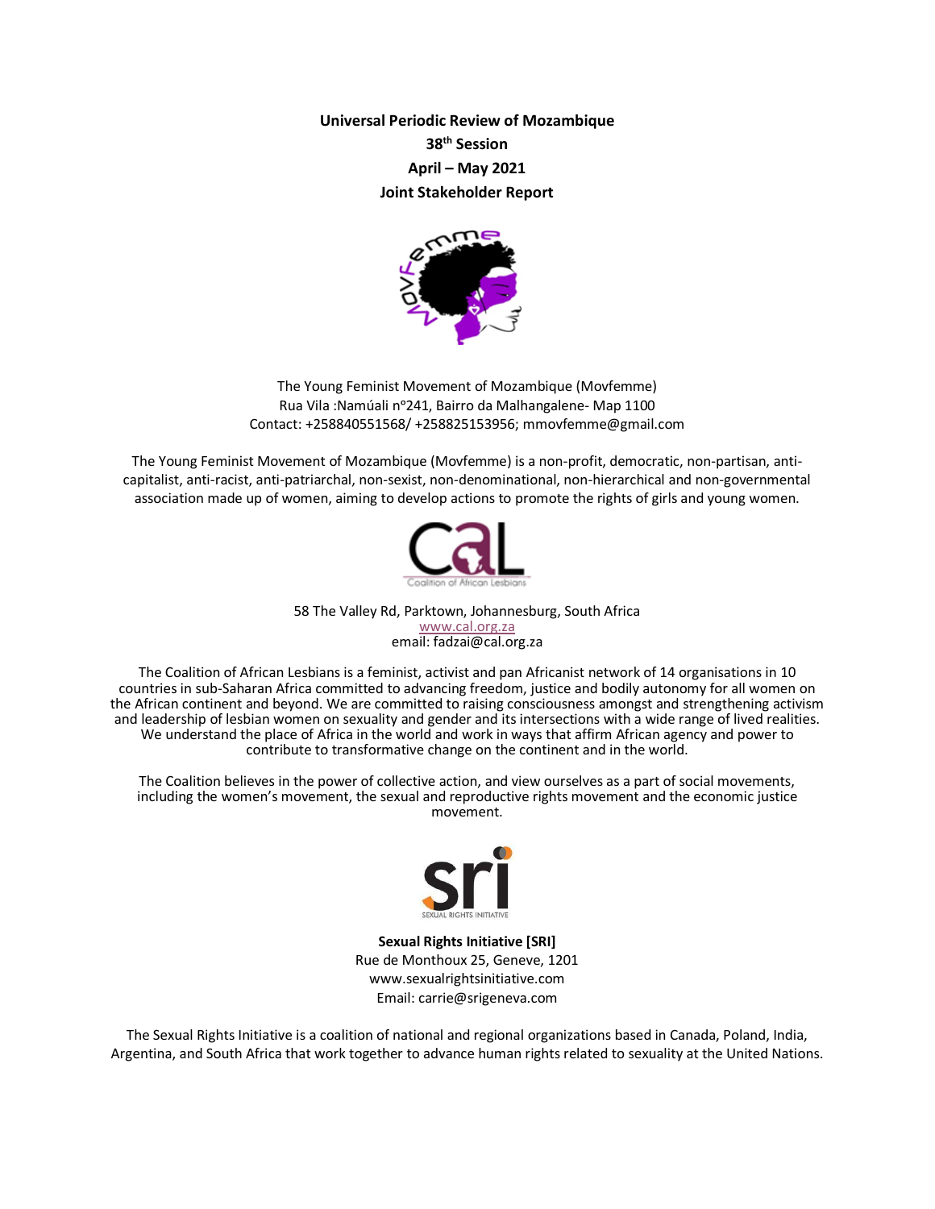**Universal Periodic Review of Mozambique**
**38th Session**
**April – May 2021**
**Joint Stakeholder Report**

The Young Feminist Movement of Mozambique (Movfemme)
Rua Vila :Namúali n°241, Bairro da Malhangalene- Map 1100
Contact: +258840551568/ +258825153956; mmovfemme@gmail.com

The Young Feminist Movement of Mozambique (Movfemme) is a non-profit, democratic, non-partisan, anti-capitalist, anti-racist, anti-patriarchal, non-sexist, non-denominational, non-hierarchical and non-governmental association made up of women, aiming to develop actions to promote the rights of girls and young women.

58 The Valley Rd, Parktown, Johannesburg, South Africa
www.cal.org.za
email: fadzai@cal.org.za

The Coalition of African Lesbians is a feminist, activist and pan Africanist network of 14 organisations in 10 countries in sub-Saharan Africa committed to advancing freedom, justice and bodily autonomy for all women on the African continent and beyond. We are committed to raising consciousness amongst and strengthening activism and leadership of lesbian women on sexuality and gender and its intersections with a wide range of lived realities. We understand the place of Africa in the world and work in ways that affirm African agency and power to contribute to transformative change on the continent and in the world.

The Coalition believes in the power of collective action, and view ourselves as a part of social movements, including the women's movement, the sexual and reproductive rights movement and the economic justice movement.

**Sexual Rights Initiative [SRI]**
Rue de Monthoux 25, Geneve, 1201
www.sexualrightsinitiative.com
Email: carrie@srigeneva.com

The Sexual Rights Initiative is a coalition of national and regional organizations based in Canada, Poland, India, Argentina, and South Africa that work together to advance human rights related to sexuality at the United Nations.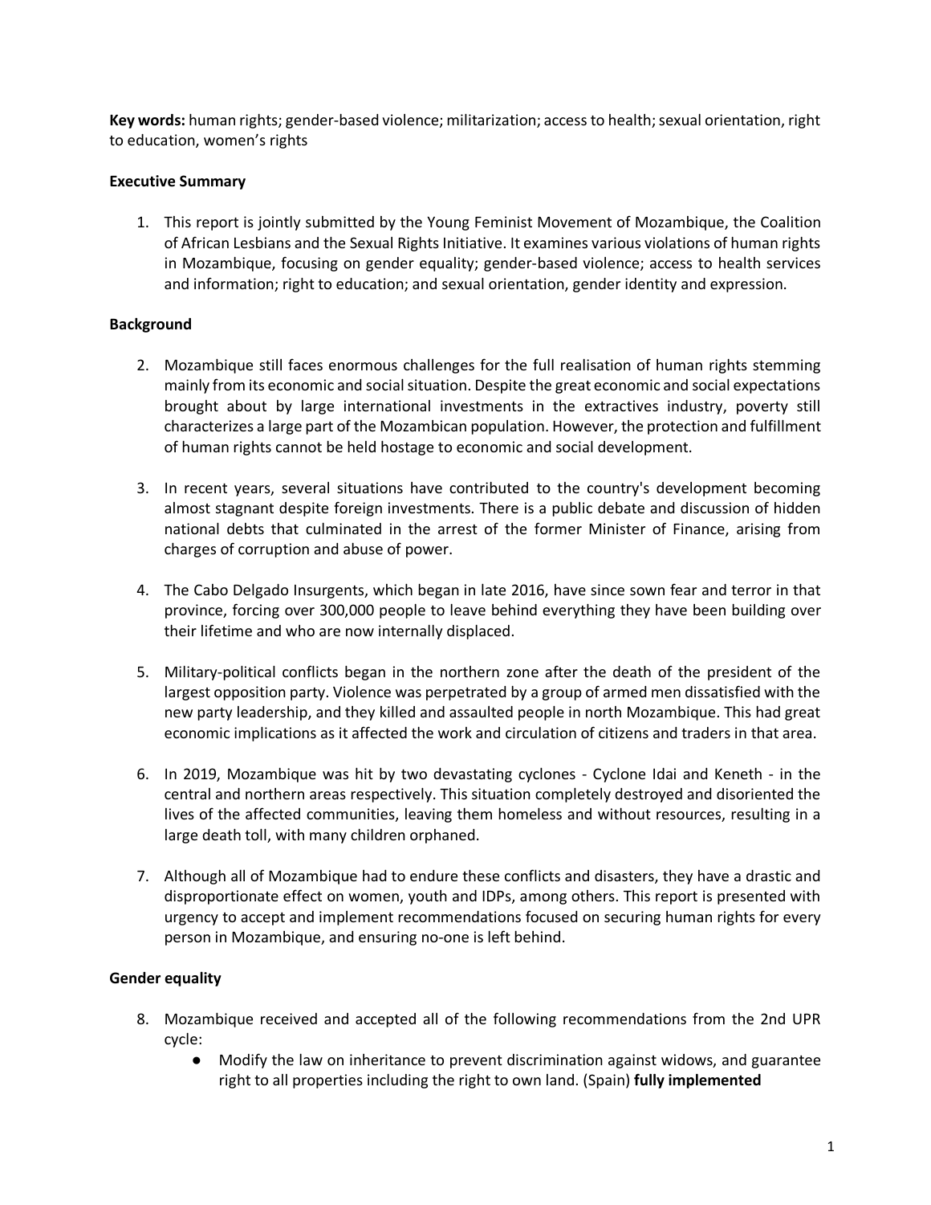**Key words:** human rights; gender-based violence; militarization; access to health; sexual orientation, right to education, women's rights

**Executive Summary**

1. This report is jointly submitted by the Young Feminist Movement of Mozambique, the Coalition of African Lesbians and the Sexual Rights Initiative. It examines various violations of human rights in Mozambique, focusing on gender equality; gender-based violence; access to health services and information; right to education; and sexual orientation, gender identity and expression.

**Background**

2. Mozambique still faces enormous challenges for the full realisation of human rights stemming mainly from its economic and social situation. Despite the great economic and social expectations brought about by large international investments in the extractives industry, poverty still characterizes a large part of the Mozambican population. However, the protection and fulfillment of human rights cannot be held hostage to economic and social development.

3. In recent years, several situations have contributed to the country's development becoming almost stagnant despite foreign investments. There is a public debate and discussion of hidden national debts that culminated in the arrest of the former Minister of Finance, arising from charges of corruption and abuse of power.

4. The Cabo Delgado Insurgents, which began in late 2016, have since sown fear and terror in that province, forcing over 300,000 people to leave behind everything they have been building over their lifetime and who are now internally displaced.

5. Military-political conflicts began in the northern zone after the death of the president of the largest opposition party. Violence was perpetrated by a group of armed men dissatisfied with the new party leadership, and they killed and assaulted people in north Mozambique. This had great economic implications as it affected the work and circulation of citizens and traders in that area.

6. In 2019, Mozambique was hit by two devastating cyclones - Cyclone Idai and Keneth - in the central and northern areas respectively. This situation completely destroyed and disoriented the lives of the affected communities, leaving them homeless and without resources, resulting in a large death toll, with many children orphaned.

7. Although all of Mozambique had to endure these conflicts and disasters, they have a drastic and disproportionate effect on women, youth and IDPs, among others. This report is presented with urgency to accept and implement recommendations focused on securing human rights for every person in Mozambique, and ensuring no-one is left behind.

**Gender equality**

8. Mozambique received and accepted all of the following recommendations from the 2nd UPR cycle:
    - Modify the law on inheritance to prevent discrimination against widows, and guarantee right to all properties including the right to own land. (Spain) **fully implemented**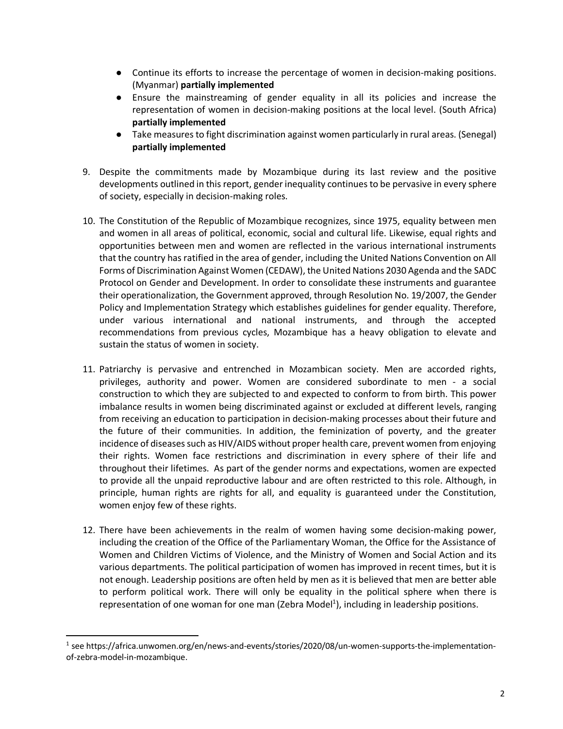- Continue its efforts to increase the percentage of women in decision-making positions. (Myanmar) **partially implemented**
- Ensure the mainstreaming of gender equality in all its policies and increase the representation of women in decision-making positions at the local level. (South Africa) **partially implemented**
- Take measures to fight discrimination against women particularly in rural areas. (Senegal) **partially implemented**

9. Despite the commitments made by Mozambique during its last review and the positive developments outlined in this report, gender inequality continues to be pervasive in every sphere of society, especially in decision-making roles.

10. The Constitution of the Republic of Mozambique recognizes, since 1975, equality between men and women in all areas of political, economic, social and cultural life. Likewise, equal rights and opportunities between men and women are reflected in the various international instruments that the country has ratified in the area of gender, including the United Nations Convention on All Forms of Discrimination Against Women (CEDAW), the United Nations 2030 Agenda and the SADC Protocol on Gender and Development. In order to consolidate these instruments and guarantee their operationalization, the Government approved, through Resolution No. 19/2007, the Gender Policy and Implementation Strategy which establishes guidelines for gender equality. Therefore, under various international and national instruments, and through the accepted recommendations from previous cycles, Mozambique has a heavy obligation to elevate and sustain the status of women in society.

11. Patriarchy is pervasive and entrenched in Mozambican society. Men are accorded rights, privileges, authority and power. Women are considered subordinate to men - a social construction to which they are subjected to and expected to conform to from birth. This power imbalance results in women being discriminated against or excluded at different levels, ranging from receiving an education to participation in decision-making processes about their future and the future of their communities. In addition, the feminization of poverty, and the greater incidence of diseases such as HIV/AIDS without proper health care, prevent women from enjoying their rights. Women face restrictions and discrimination in every sphere of their life and throughout their lifetimes. As part of the gender norms and expectations, women are expected to provide all the unpaid reproductive labour and are often restricted to this role. Although, in principle, human rights are rights for all, and equality is guaranteed under the Constitution, women enjoy few of these rights.

12. There have been achievements in the realm of women having some decision-making power, including the creation of the Office of the Parliamentary Woman, the Office for the Assistance of Women and Children Victims of Violence, and the Ministry of Women and Social Action and its various departments. The political participation of women has improved in recent times, but it is not enough. Leadership positions are often held by men as it is believed that men are better able to perform political work. There will only be equality in the political sphere when there is representation of one woman for one man (Zebra Model[1]), including in leadership positions.

[1] see https://africa.unwomen.org/en/news-and-events/stories/2020/08/un-women-supports-the-implementation-of-zebra-model-in-mozambique.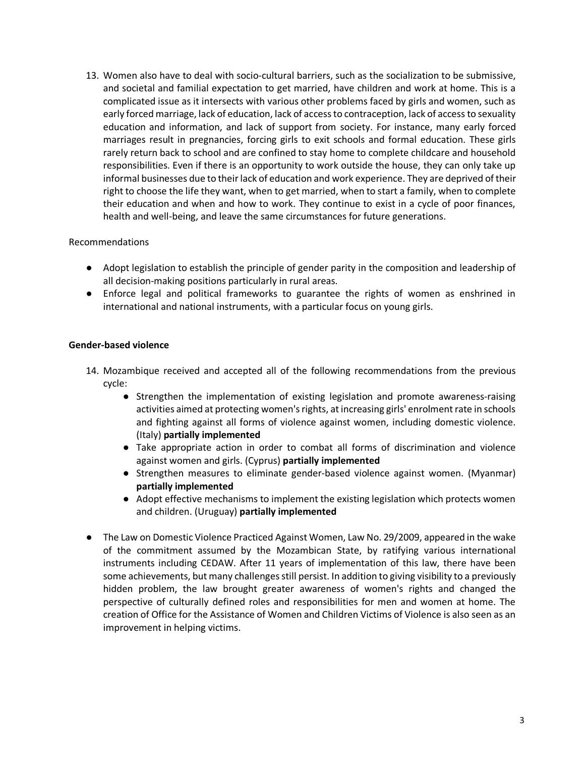13. Women also have to deal with socio-cultural barriers, such as the socialization to be submissive, and societal and familial expectation to get married, have children and work at home. This is a complicated issue as it intersects with various other problems faced by girls and women, such as early forced marriage, lack of education, lack of access to contraception, lack of access to sexuality education and information, and lack of support from society. For instance, many early forced marriages result in pregnancies, forcing girls to exit schools and formal education. These girls rarely return back to school and are confined to stay home to complete childcare and household responsibilities. Even if there is an opportunity to work outside the house, they can only take up informal businesses due to their lack of education and work experience. They are deprived of their right to choose the life they want, when to get married, when to start a family, when to complete their education and when and how to work. They continue to exist in a cycle of poor finances, health and well-being, and leave the same circumstances for future generations.

Recommendations

- Adopt legislation to establish the principle of gender parity in the composition and leadership of all decision-making positions particularly in rural areas.
- Enforce legal and political frameworks to guarantee the rights of women as enshrined in international and national instruments, with a particular focus on young girls.

**Gender-based violence**

14. Mozambique received and accepted all of the following recommendations from the previous cycle:
    - Strengthen the implementation of existing legislation and promote awareness-raising activities aimed at protecting women's rights, at increasing girls' enrolment rate in schools and fighting against all forms of violence against women, including domestic violence. (Italy) **partially implemented**
    - Take appropriate action in order to combat all forms of discrimination and violence against women and girls. (Cyprus) **partially implemented**
    - Strengthen measures to eliminate gender-based violence against women. (Myanmar) **partially implemented**
    - Adopt effective mechanisms to implement the existing legislation which protects women and children. (Uruguay) **partially implemented**

- The Law on Domestic Violence Practiced Against Women, Law No. 29/2009, appeared in the wake of the commitment assumed by the Mozambican State, by ratifying various international instruments including CEDAW. After 11 years of implementation of this law, there have been some achievements, but many challenges still persist. In addition to giving visibility to a previously hidden problem, the law brought greater awareness of women's rights and changed the perspective of culturally defined roles and responsibilities for men and women at home. The creation of Office for the Assistance of Women and Children Victims of Violence is also seen as an improvement in helping victims.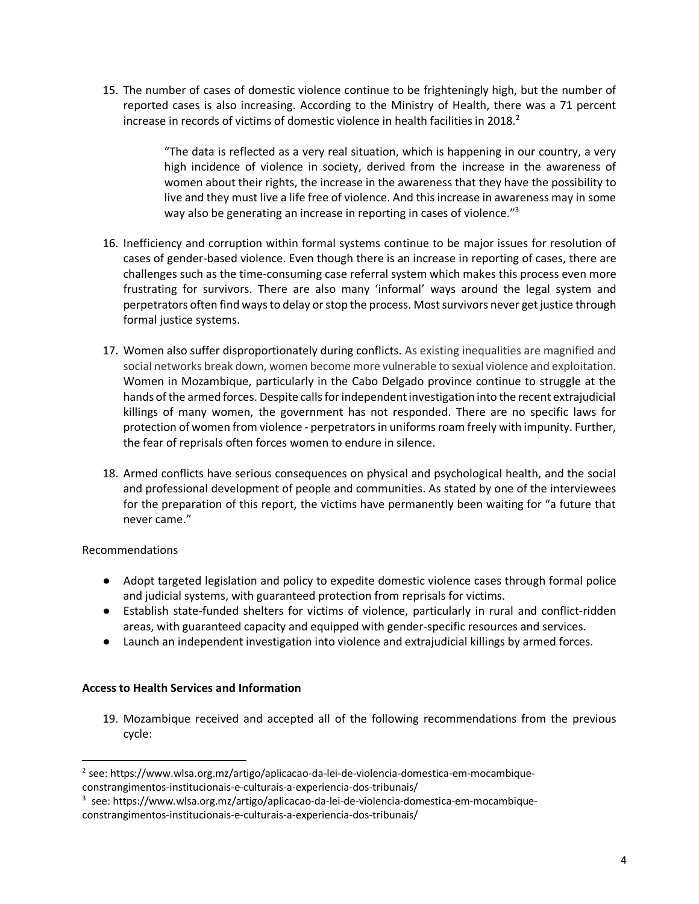15. The number of cases of domestic violence continue to be frighteningly high, but the number of reported cases is also increasing. According to the Ministry of Health, there was a 71 percent increase in records of victims of domestic violence in health facilities in 2018.[2]

> "The data is reflected as a very real situation, which is happening in our country, a very high incidence of violence in society, derived from the increase in the awareness of women about their rights, the increase in the awareness that they have the possibility to live and they must live a life free of violence. And this increase in awareness may in some way also be generating an increase in reporting in cases of violence."[3]

16. Inefficiency and corruption within formal systems continue to be major issues for resolution of cases of gender-based violence. Even though there is an increase in reporting of cases, there are challenges such as the time-consuming case referral system which makes this process even more frustrating for survivors. There are also many 'informal' ways around the legal system and perpetrators often find ways to delay or stop the process. Most survivors never get justice through formal justice systems.

17. Women also suffer disproportionately during conflicts. As existing inequalities are magnified and social networks break down, women become more vulnerable to sexual violence and exploitation. Women in Mozambique, particularly in the Cabo Delgado province continue to struggle at the hands of the armed forces. Despite calls for independent investigation into the recent extrajudicial killings of many women, the government has not responded. There are no specific laws for protection of women from violence - perpetrators in uniforms roam freely with impunity. Further, the fear of reprisals often forces women to endure in silence.

18. Armed conflicts have serious consequences on physical and psychological health, and the social and professional development of people and communities. As stated by one of the interviewees for the preparation of this report, the victims have permanently been waiting for "a future that never came."

Recommendations

- Adopt targeted legislation and policy to expedite domestic violence cases through formal police and judicial systems, with guaranteed protection from reprisals for victims.
- Establish state-funded shelters for victims of violence, particularly in rural and conflict-ridden areas, with guaranteed capacity and equipped with gender-specific resources and services.
- Launch an independent investigation into violence and extrajudicial killings by armed forces.

**Access to Health Services and Information**

19. Mozambique received and accepted all of the following recommendations from the previous cycle:

[2] see: https://www.wlsa.org.mz/artigo/aplicacao-da-lei-de-violencia-domestica-em-mocambique-constrangimentos-institucionais-e-culturais-a-experiencia-dos-tribunais/

[3] see: https://www.wlsa.org.mz/artigo/aplicacao-da-lei-de-violencia-domestica-em-mocambique-constrangimentos-institucionais-e-culturais-a-experiencia-dos-tribunais/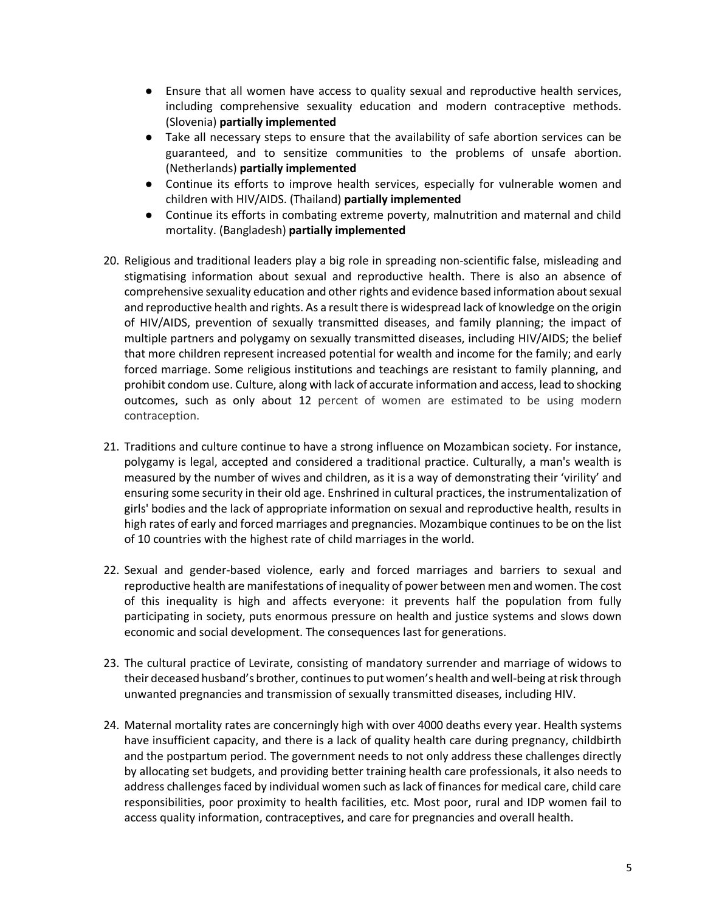- Ensure that all women have access to quality sexual and reproductive health services, including comprehensive sexuality education and modern contraceptive methods. (Slovenia) **partially implemented**
- Take all necessary steps to ensure that the availability of safe abortion services can be guaranteed, and to sensitize communities to the problems of unsafe abortion. (Netherlands) **partially implemented**
- Continue its efforts to improve health services, especially for vulnerable women and children with HIV/AIDS. (Thailand) **partially implemented**
- Continue its efforts in combating extreme poverty, malnutrition and maternal and child mortality. (Bangladesh) **partially implemented**

20. Religious and traditional leaders play a big role in spreading non-scientific false, misleading and stigmatising information about sexual and reproductive health. There is also an absence of comprehensive sexuality education and other rights and evidence based information about sexual and reproductive health and rights. As a result there is widespread lack of knowledge on the origin of HIV/AIDS, prevention of sexually transmitted diseases, and family planning; the impact of multiple partners and polygamy on sexually transmitted diseases, including HIV/AIDS; the belief that more children represent increased potential for wealth and income for the family; and early forced marriage. Some religious institutions and teachings are resistant to family planning, and prohibit condom use. Culture, along with lack of accurate information and access, lead to shocking outcomes, such as only about 12 percent of women are estimated to be using modern contraception.

21. Traditions and culture continue to have a strong influence on Mozambican society. For instance, polygamy is legal, accepted and considered a traditional practice. Culturally, a man's wealth is measured by the number of wives and children, as it is a way of demonstrating their 'virility' and ensuring some security in their old age. Enshrined in cultural practices, the instrumentalization of girls' bodies and the lack of appropriate information on sexual and reproductive health, results in high rates of early and forced marriages and pregnancies. Mozambique continues to be on the list of 10 countries with the highest rate of child marriages in the world.

22. Sexual and gender-based violence, early and forced marriages and barriers to sexual and reproductive health are manifestations of inequality of power between men and women. The cost of this inequality is high and affects everyone: it prevents half the population from fully participating in society, puts enormous pressure on health and justice systems and slows down economic and social development. The consequences last for generations.

23. The cultural practice of Levirate, consisting of mandatory surrender and marriage of widows to their deceased husband's brother, continues to put women's health and well-being at risk through unwanted pregnancies and transmission of sexually transmitted diseases, including HIV.

24. Maternal mortality rates are concerningly high with over 4000 deaths every year. Health systems have insufficient capacity, and there is a lack of quality health care during pregnancy, childbirth and the postpartum period. The government needs to not only address these challenges directly by allocating set budgets, and providing better training health care professionals, it also needs to address challenges faced by individual women such as lack of finances for medical care, child care responsibilities, poor proximity to health facilities, etc. Most poor, rural and IDP women fail to access quality information, contraceptives, and care for pregnancies and overall health.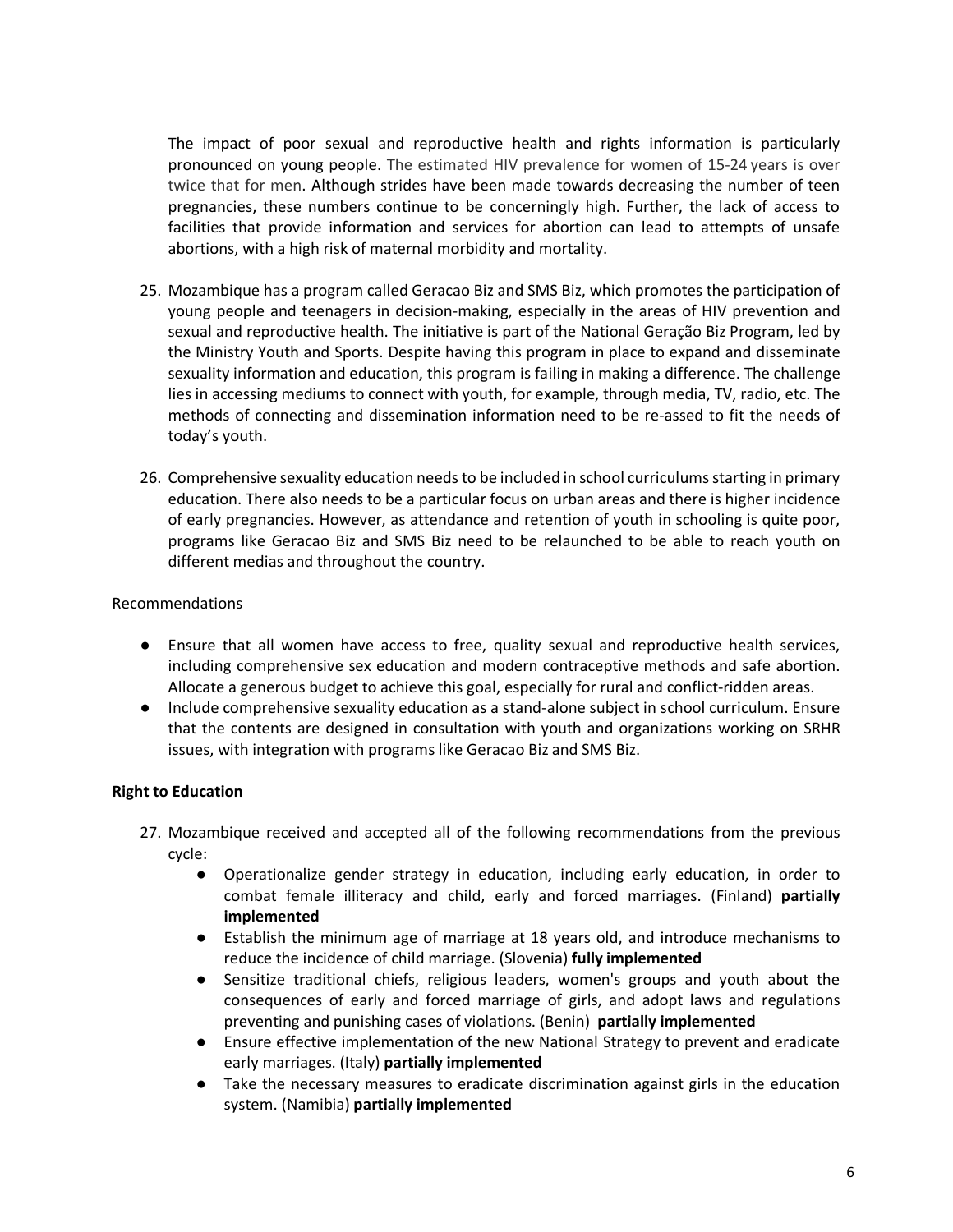The impact of poor sexual and reproductive health and rights information is particularly pronounced on young people. The estimated HIV prevalence for women of 15-24 years is over twice that for men. Although strides have been made towards decreasing the number of teen pregnancies, these numbers continue to be concerningly high. Further, the lack of access to facilities that provide information and services for abortion can lead to attempts of unsafe abortions, with a high risk of maternal morbidity and mortality.

25. Mozambique has a program called Geracao Biz and SMS Biz, which promotes the participation of young people and teenagers in decision-making, especially in the areas of HIV prevention and sexual and reproductive health. The initiative is part of the National Geração Biz Program, led by the Ministry Youth and Sports. Despite having this program in place to expand and disseminate sexuality information and education, this program is failing in making a difference. The challenge lies in accessing mediums to connect with youth, for example, through media, TV, radio, etc. The methods of connecting and dissemination information need to be re-assed to fit the needs of today's youth.

26. Comprehensive sexuality education needs to be included in school curriculums starting in primary education. There also needs to be a particular focus on urban areas and there is higher incidence of early pregnancies. However, as attendance and retention of youth in schooling is quite poor, programs like Geracao Biz and SMS Biz need to be relaunched to be able to reach youth on different medias and throughout the country.

Recommendations

- Ensure that all women have access to free, quality sexual and reproductive health services, including comprehensive sex education and modern contraceptive methods and safe abortion. Allocate a generous budget to achieve this goal, especially for rural and conflict-ridden areas.
- Include comprehensive sexuality education as a stand-alone subject in school curriculum. Ensure that the contents are designed in consultation with youth and organizations working on SRHR issues, with integration with programs like Geracao Biz and SMS Biz.

**Right to Education**

27. Mozambique received and accepted all of the following recommendations from the previous cycle:
    - Operationalize gender strategy in education, including early education, in order to combat female illiteracy and child, early and forced marriages. (Finland) **partially implemented**
    - Establish the minimum age of marriage at 18 years old, and introduce mechanisms to reduce the incidence of child marriage. (Slovenia) **fully implemented**
    - Sensitize traditional chiefs, religious leaders, women's groups and youth about the consequences of early and forced marriage of girls, and adopt laws and regulations preventing and punishing cases of violations. (Benin) **partially implemented**
    - Ensure effective implementation of the new National Strategy to prevent and eradicate early marriages. (Italy) **partially implemented**
    - Take the necessary measures to eradicate discrimination against girls in the education system. (Namibia) **partially implemented**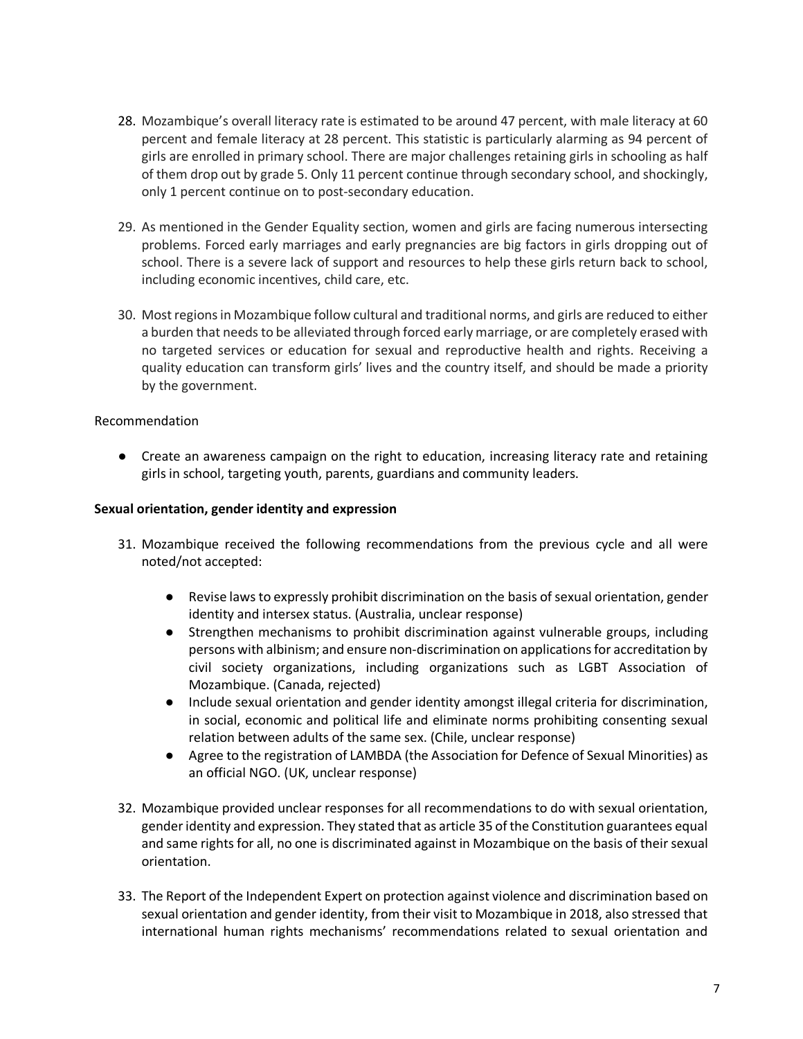28. Mozambique's overall literacy rate is estimated to be around 47 percent, with male literacy at 60 percent and female literacy at 28 percent. This statistic is particularly alarming as 94 percent of girls are enrolled in primary school. There are major challenges retaining girls in schooling as half of them drop out by grade 5. Only 11 percent continue through secondary school, and shockingly, only 1 percent continue on to post-secondary education.

29. As mentioned in the Gender Equality section, women and girls are facing numerous intersecting problems. Forced early marriages and early pregnancies are big factors in girls dropping out of school. There is a severe lack of support and resources to help these girls return back to school, including economic incentives, child care, etc.

30. Most regions in Mozambique follow cultural and traditional norms, and girls are reduced to either a burden that needs to be alleviated through forced early marriage, or are completely erased with no targeted services or education for sexual and reproductive health and rights. Receiving a quality education can transform girls' lives and the country itself, and should be made a priority by the government.

Recommendation

- Create an awareness campaign on the right to education, increasing literacy rate and retaining girls in school, targeting youth, parents, guardians and community leaders.

**Sexual orientation, gender identity and expression**

31. Mozambique received the following recommendations from the previous cycle and all were noted/not accepted:

    - Revise laws to expressly prohibit discrimination on the basis of sexual orientation, gender identity and intersex status. (Australia, unclear response)
    - Strengthen mechanisms to prohibit discrimination against vulnerable groups, including persons with albinism; and ensure non-discrimination on applications for accreditation by civil society organizations, including organizations such as LGBT Association of Mozambique. (Canada, rejected)
    - Include sexual orientation and gender identity amongst illegal criteria for discrimination, in social, economic and political life and eliminate norms prohibiting consenting sexual relation between adults of the same sex. (Chile, unclear response)
    - Agree to the registration of LAMBDA (the Association for Defence of Sexual Minorities) as an official NGO. (UK, unclear response)

32. Mozambique provided unclear responses for all recommendations to do with sexual orientation, gender identity and expression. They stated that as article 35 of the Constitution guarantees equal and same rights for all, no one is discriminated against in Mozambique on the basis of their sexual orientation.

33. The Report of the Independent Expert on protection against violence and discrimination based on sexual orientation and gender identity, from their visit to Mozambique in 2018, also stressed that international human rights mechanisms' recommendations related to sexual orientation and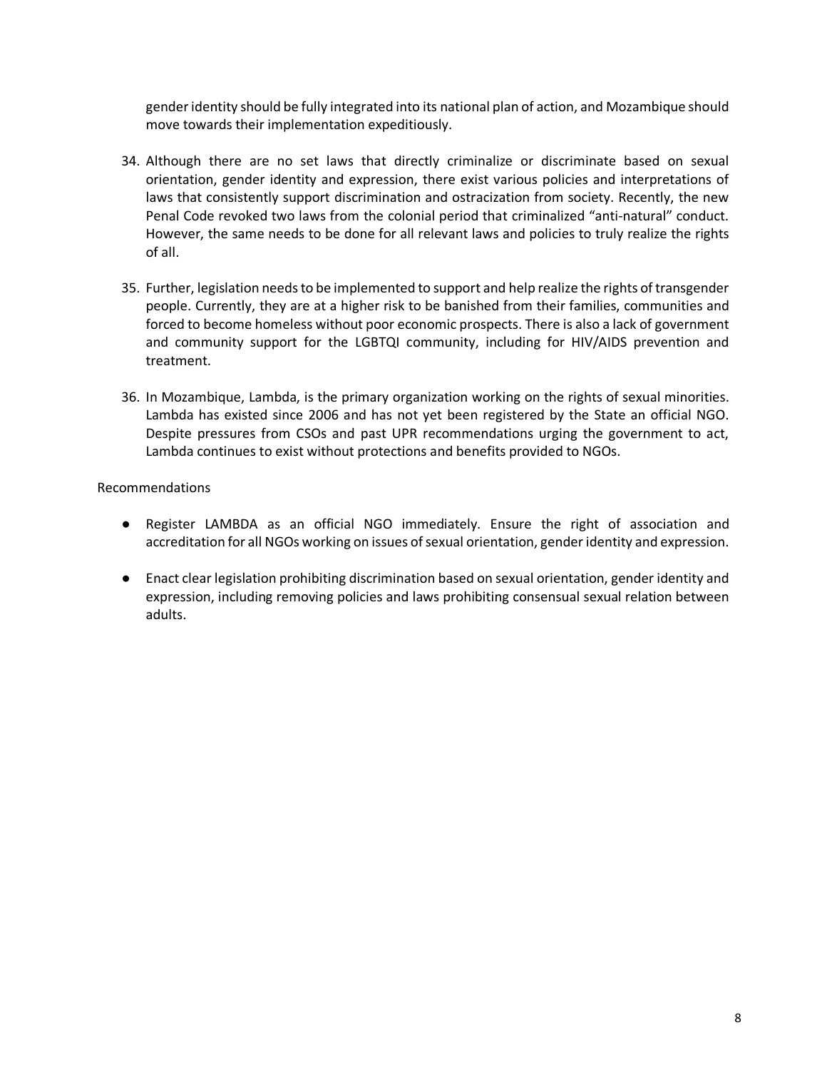gender identity should be fully integrated into its national plan of action, and Mozambique should move towards their implementation expeditiously.

34. Although there are no set laws that directly criminalize or discriminate based on sexual orientation, gender identity and expression, there exist various policies and interpretations of laws that consistently support discrimination and ostracization from society. Recently, the new Penal Code revoked two laws from the colonial period that criminalized "anti-natural" conduct. However, the same needs to be done for all relevant laws and policies to truly realize the rights of all.

35. Further, legislation needs to be implemented to support and help realize the rights of transgender people. Currently, they are at a higher risk to be banished from their families, communities and forced to become homeless without poor economic prospects. There is also a lack of government and community support for the LGBTQI community, including for HIV/AIDS prevention and treatment.

36. In Mozambique, Lambda, is the primary organization working on the rights of sexual minorities. Lambda has existed since 2006 and has not yet been registered by the State an official NGO. Despite pressures from CSOs and past UPR recommendations urging the government to act, Lambda continues to exist without protections and benefits provided to NGOs.

Recommendations

- Register LAMBDA as an official NGO immediately. Ensure the right of association and accreditation for all NGOs working on issues of sexual orientation, gender identity and expression.
- Enact clear legislation prohibiting discrimination based on sexual orientation, gender identity and expression, including removing policies and laws prohibiting consensual sexual relation between adults.